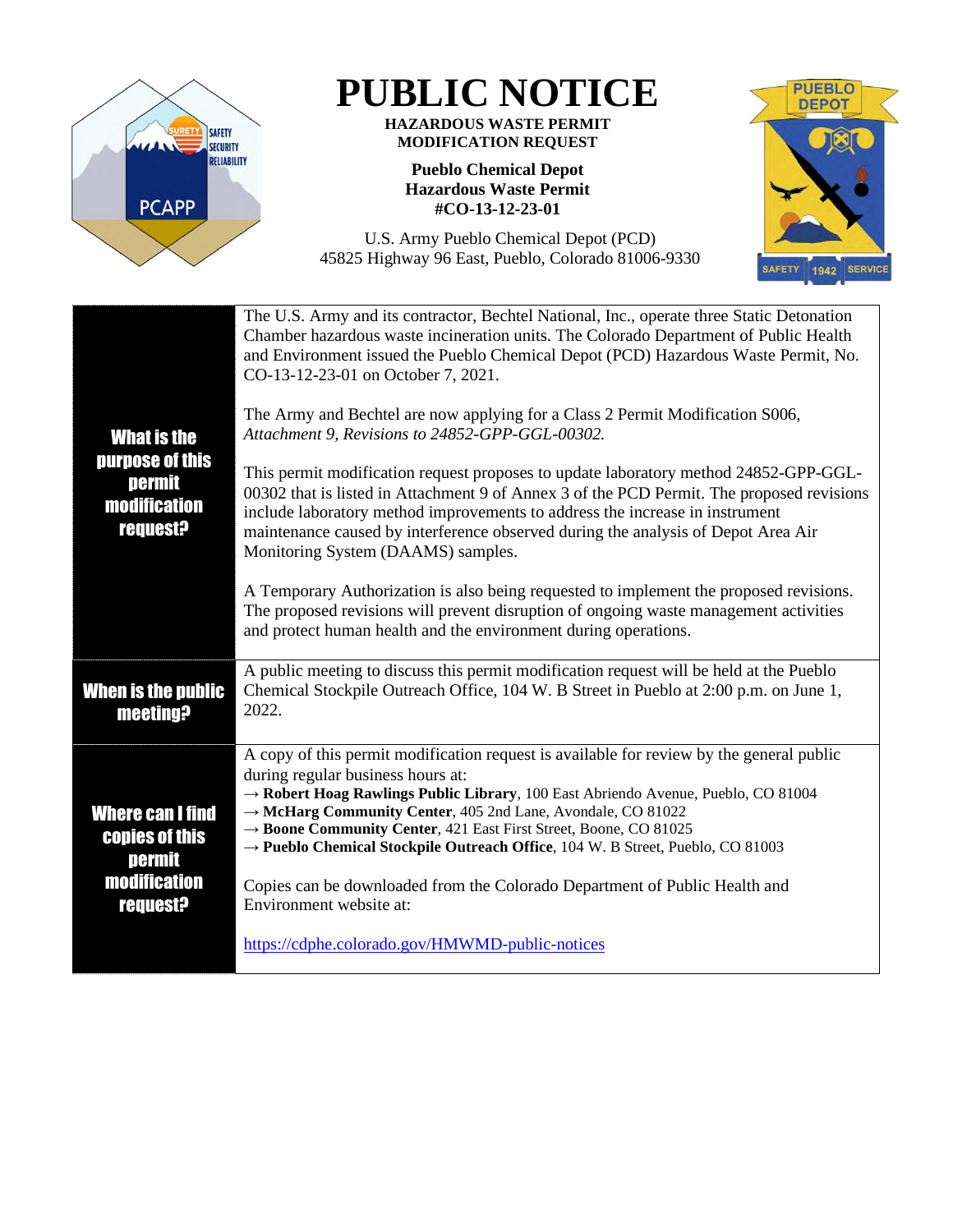# PUBLIC NOTICE

**HAZARDOUS WASTE PERMIT MODIFICATION REQUEST**

**Pueblo Chemical Depot**
**Hazardous Waste Permit**
**#CO-13-12-23-01**

U.S. Army Pueblo Chemical Depot (PCD)
45825 Highway 96 East, Pueblo, Colorado 81006-9330

| | |
|---|---|
| **What is the purpose of this permit modification request?** | The U.S. Army and its contractor, Bechtel National, Inc., operate three Static Detonation Chamber hazardous waste incineration units. The Colorado Department of Public Health and Environment issued the Pueblo Chemical Depot (PCD) Hazardous Waste Permit, No. CO-13-12-23-01 on October 7, 2021.<br><br>The Army and Bechtel are now applying for a Class 2 Permit Modification S006, *Attachment 9, Revisions to 24852-GPP-GGL-00302.*<br><br>This permit modification request proposes to update laboratory method 24852-GPP-GGL-00302 that is listed in Attachment 9 of Annex 3 of the PCD Permit. The proposed revisions include laboratory method improvements to address the increase in instrument maintenance caused by interference observed during the analysis of Depot Area Air Monitoring System (DAAMS) samples.<br><br>A Temporary Authorization is also being requested to implement the proposed revisions. The proposed revisions will prevent disruption of ongoing waste management activities and protect human health and the environment during operations. |
| **When is the public meeting?** | A public meeting to discuss this permit modification request will be held at the Pueblo Chemical Stockpile Outreach Office, 104 W. B Street in Pueblo at 2:00 p.m. on June 1, 2022. |
| **Where can I find copies of this permit modification request?** | A copy of this permit modification request is available for review by the general public during regular business hours at:<br>→ **Robert Hoag Rawlings Public Library**, 100 East Abriendo Avenue, Pueblo, CO 81004<br>→ **McHarg Community Center**, 405 2nd Lane, Avondale, CO 81022<br>→ **Boone Community Center**, 421 East First Street, Boone, CO 81025<br>→ **Pueblo Chemical Stockpile Outreach Office**, 104 W. B Street, Pueblo, CO 81003<br><br>Copies can be downloaded from the Colorado Department of Public Health and Environment website at:<br><br>https://cdphe.colorado.gov/HMWMD-public-notices |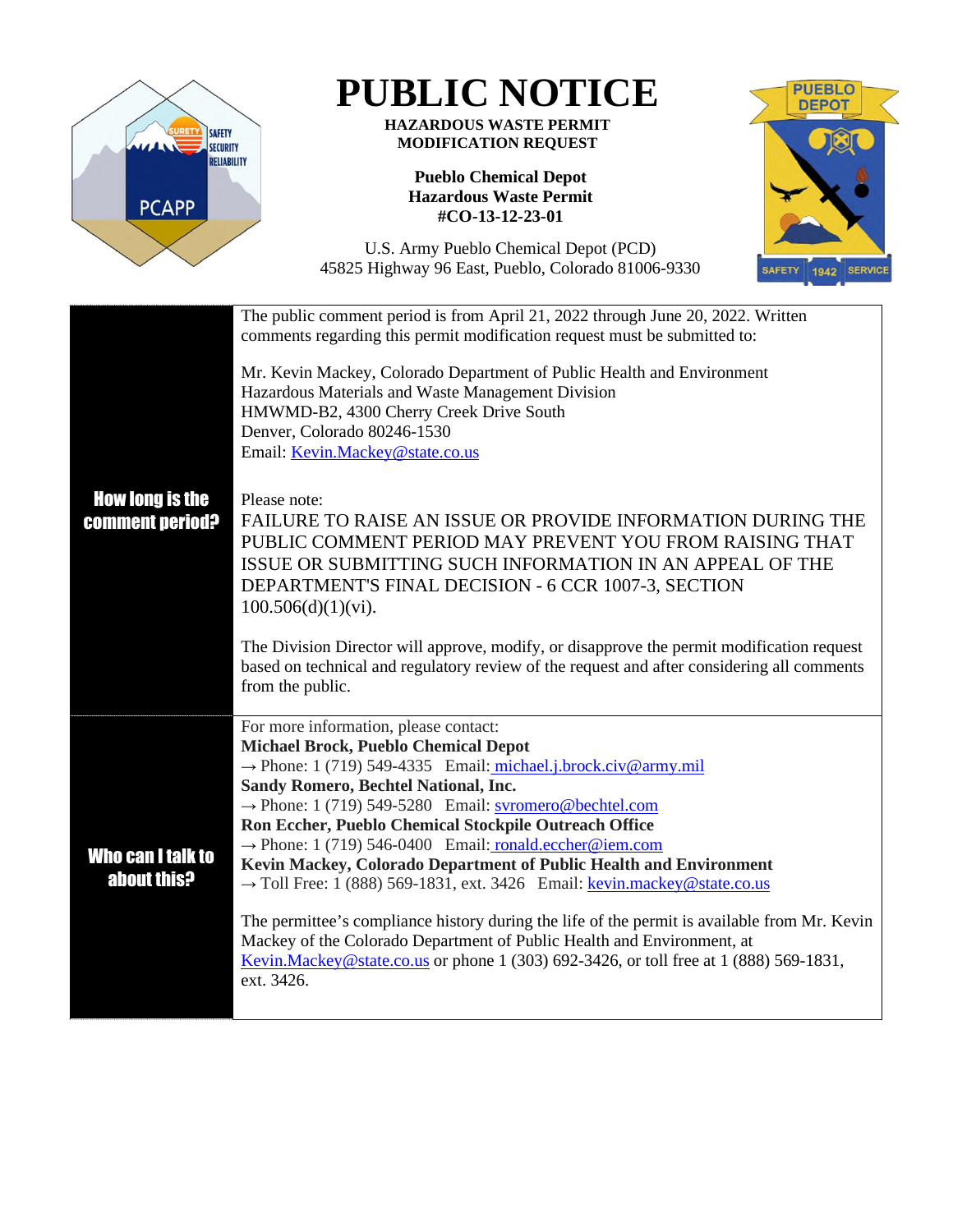# PUBLIC NOTICE

**HAZARDOUS WASTE PERMIT**
**MODIFICATION REQUEST**

**Pueblo Chemical Depot**
**Hazardous Waste Permit**
**#CO-13-12-23-01**

U.S. Army Pueblo Chemical Depot (PCD)
45825 Highway 96 East, Pueblo, Colorado 81006-9330

| | |
|---|---|
| **How long is the comment period?** | The public comment period is from April 21, 2022 through June 20, 2022. Written comments regarding this permit modification request must be submitted to:<br><br>Mr. Kevin Mackey, Colorado Department of Public Health and Environment<br>Hazardous Materials and Waste Management Division<br>HMWMD-B2, 4300 Cherry Creek Drive South<br>Denver, Colorado 80246-1530<br>Email: Kevin.Mackey@state.co.us<br><br>Please note:<br>FAILURE TO RAISE AN ISSUE OR PROVIDE INFORMATION DURING THE PUBLIC COMMENT PERIOD MAY PREVENT YOU FROM RAISING THAT ISSUE OR SUBMITTING SUCH INFORMATION IN AN APPEAL OF THE DEPARTMENT'S FINAL DECISION - 6 CCR 1007-3, SECTION 100.506(d)(1)(vi).<br><br>The Division Director will approve, modify, or disapprove the permit modification request based on technical and regulatory review of the request and after considering all comments from the public. |
| **Who can I talk to about this?** | For more information, please contact:<br>**Michael Brock, Pueblo Chemical Depot**<br>→ Phone: 1 (719) 549-4335 Email: michael.j.brock.civ@army.mil<br>**Sandy Romero, Bechtel National, Inc.**<br>→ Phone: 1 (719) 549-5280 Email: svromero@bechtel.com<br>**Ron Eccher, Pueblo Chemical Stockpile Outreach Office**<br>→ Phone: 1 (719) 546-0400 Email: ronald.eccher@iem.com<br>**Kevin Mackey, Colorado Department of Public Health and Environment**<br>→ Toll Free: 1 (888) 569-1831, ext. 3426 Email: kevin.mackey@state.co.us<br><br>The permittee's compliance history during the life of the permit is available from Mr. Kevin Mackey of the Colorado Department of Public Health and Environment, at Kevin.Mackey@state.co.us or phone 1 (303) 692-3426, or toll free at 1 (888) 569-1831, ext. 3426. |